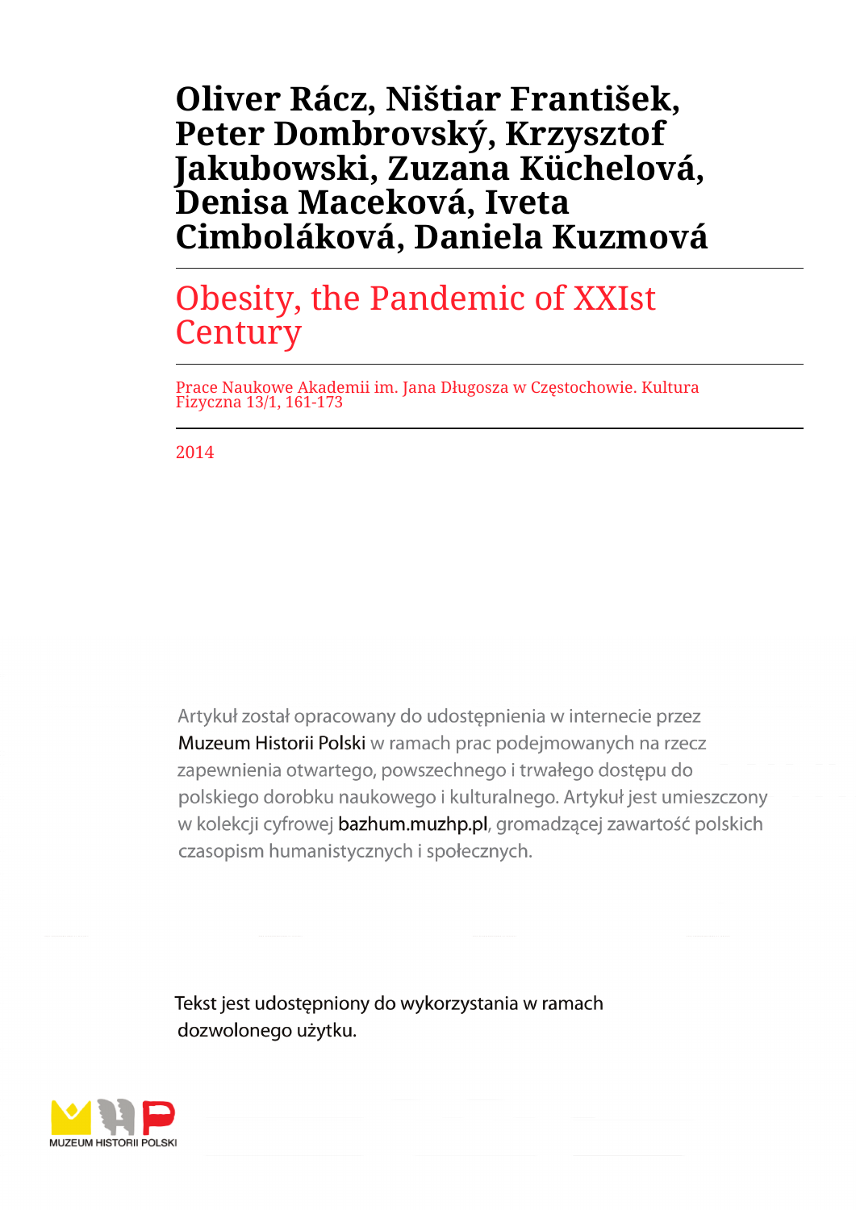# Oliver Rácz, Ništiar František, Peter Dombrovský, Krzysztof Jakubowski, Zuzana Küchelová, Denisa Maceková, Iveta Cimboláková, Daniela Kuzmová

## Obesity, the Pandemic of XXIst Century

Prace Naukowe Akademii im. Jana Długosza w Częstochowie. Kultura Fizyczna 13/1, 161-173

2014

Artykuł został opracowany do udostępnienia w internecie przez Muzeum Historii Polski w ramach prac podejmowanych na rzecz zapewnienia otwartego, powszechnego i trwałego dostępu do polskiego dorobku naukowego i kulturalnego. Artykuł jest umieszczony w kolekcji cyfrowej bazhum.muzhp.pl, gromadzącej zawartość polskich czasopism humanistycznych i społecznych.

Tekst jest udostępniony do wykorzystania w ramach dozwolonego użytku.

MUZEUM HISTORII POLSKI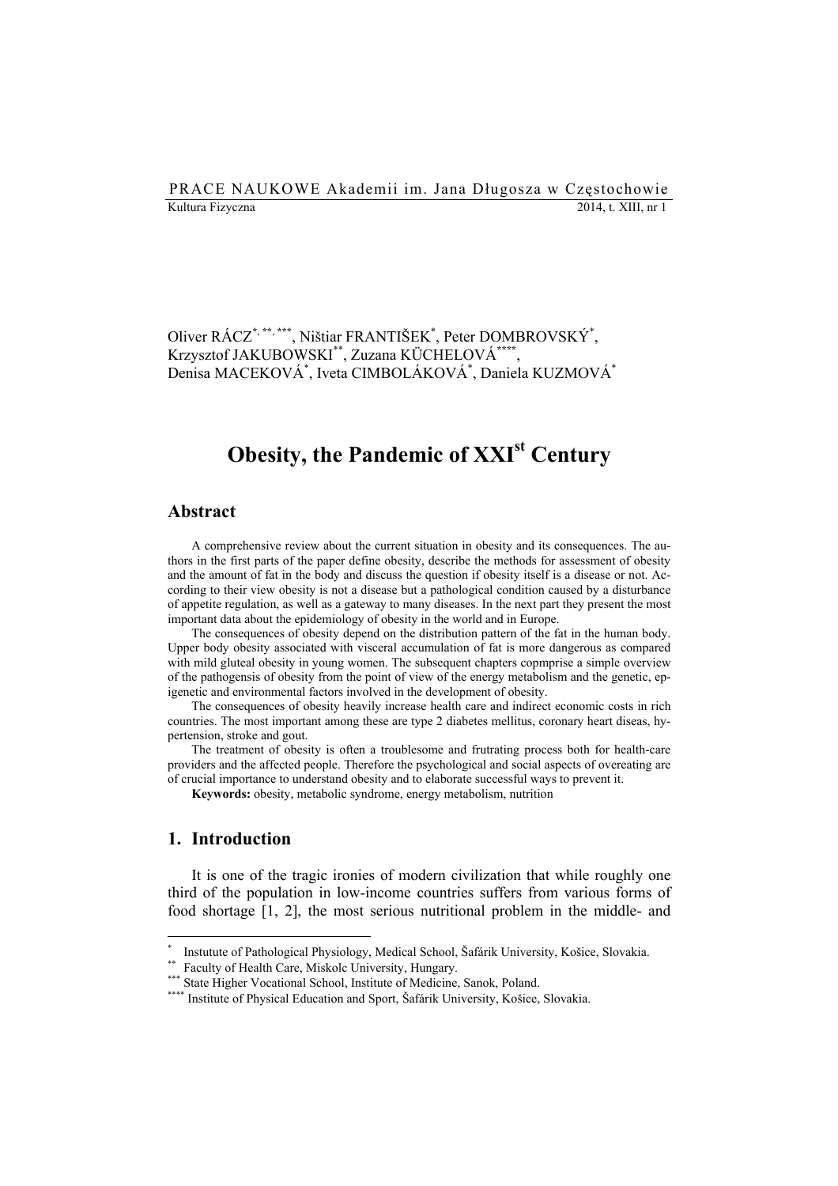Oliver RÁCZ[*, **, ***], Ništiar FRANTIŠEK[*], Peter DOMBROVSKÝ[*], Krzysztof JAKUBOWSKI[**], Zuzana KÜCHELOVÁ[****], Denisa MACEKOVÁ[*], Iveta CIMBOLÁKOVÁ[*], Daniela KUZMOVÁ[*]

# Obesity, the Pandemic of XXI[st] Century

## Abstract

A comprehensive review about the current situation in obesity and its consequences. The authors in the first parts of the paper define obesity, describe the methods for assessment of obesity and the amount of fat in the body and discuss the question if obesity itself is a disease or not. According to their view obesity is not a disease but a pathological condition caused by a disturbance of appetite regulation, as well as a gateway to many diseases. In the next part they present the most important data about the epidemiology of obesity in the world and in Europe.

The consequences of obesity depend on the distribution pattern of the fat in the human body. Upper body obesity associated with visceral accumulation of fat is more dangerous as compared with mild gluteal obesity in young women. The subsequent chapters copmprise a simple overview of the pathogensis of obesity from the point of view of the energy metabolism and the genetic, epigenetic and environmental factors involved in the development of obesity.

The consequences of obesity heavily increase health care and indirect economic costs in rich countries. The most important among these are type 2 diabetes mellitus, coronary heart diseas, hypertension, stroke and gout.

The treatment of obesity is often a troublesome and frutrating process both for health-care providers and the affected people. Therefore the psychological and social aspects of overeating are of crucial importance to understand obesity and to elaborate successful ways to prevent it.

**Keywords:** obesity, metabolic syndrome, energy metabolism, nutrition

## 1. Introduction

It is one of the tragic ironies of modern civilization that while roughly one third of the population in low-income countries suffers from various forms of food shortage [1, 2], the most serious nutritional problem in the middle- and

---

[*] Instutute of Pathological Physiology, Medical School, Šafárik University, Košice, Slovakia.

[**] Faculty of Health Care, Miskolc University, Hungary.

[***] State Higher Vocational School, Institute of Medicine, Sanok, Poland.

[****] Institute of Physical Education and Sport, Šafárik University, Košice, Slovakia.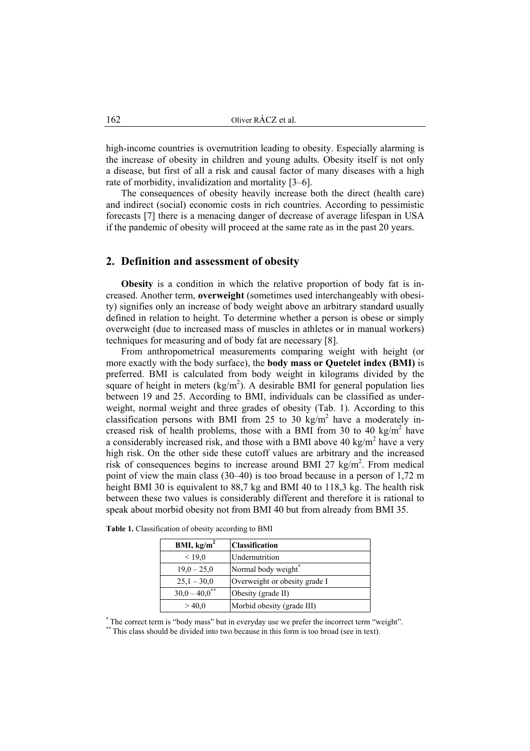high-income countries is overnutrition leading to obesity. Especially alarming is the increase of obesity in children and young adults. Obesity itself is not only a disease, but first of all a risk and causal factor of many diseases with a high rate of morbidity, invalidization and mortality [3–6].

The consequences of obesity heavily increase both the direct (health care) and indirect (social) economic costs in rich countries. According to pessimistic forecasts [7] there is a menacing danger of decrease of average lifespan in USA if the pandemic of obesity will proceed at the same rate as in the past 20 years.

## 2. Definition and assessment of obesity

**Obesity** is a condition in which the relative proportion of body fat is increased. Another term, **overweight** (sometimes used interchangeably with obesity) signifies only an increase of body weight above an arbitrary standard usually defined in relation to height. To determine whether a person is obese or simply overweight (due to increased mass of muscles in athletes or in manual workers) techniques for measuring and of body fat are necessary [8].

From anthropometrical measurements comparing weight with height (or more exactly with the body surface), the **body mass or Quetelet index (BMI)** is preferred. BMI is calculated from body weight in kilograms divided by the square of height in meters ($kg/m^2$). A desirable BMI for general population lies between 19 and 25. According to BMI, individuals can be classified as underweight, normal weight and three grades of obesity (Tab. 1). According to this classification persons with BMI from 25 to 30 $kg/m^2$ have a moderately increased risk of health problems, those with a BMI from 30 to 40 $kg/m^2$ have a considerably increased risk, and those with a BMI above 40 $kg/m^2$ have a very high risk. On the other side these cutoff values are arbitrary and the increased risk of consequences begins to increase around BMI 27 $kg/m^2$. From medical point of view the main class (30–40) is too broad because in a person of 1,72 m height BMI 30 is equivalent to 88,7 kg and BMI 40 to 118,3 kg. The health risk between these two values is considerably different and therefore it is rational to speak about morbid obesity not from BMI 40 but from already from BMI 35.

**Table 1.** Classification of obesity according to BMI

| BMI, $kg/m^2$ | Classification |
|---|---|
| < 19,0 | Undernutrition |
| 19,0 – 25,0 | Normal body weight* |
| 25,1 – 30,0 | Overweight or obesity grade I |
| 30,0 – 40,0** | Obesity (grade II) |
| > 40,0 | Morbid obesity (grade III) |

* The correct term is "body mass" but in everyday use we prefer the incorrect term "weight".

** This class should be divided into two because in this form is too broad (see in text).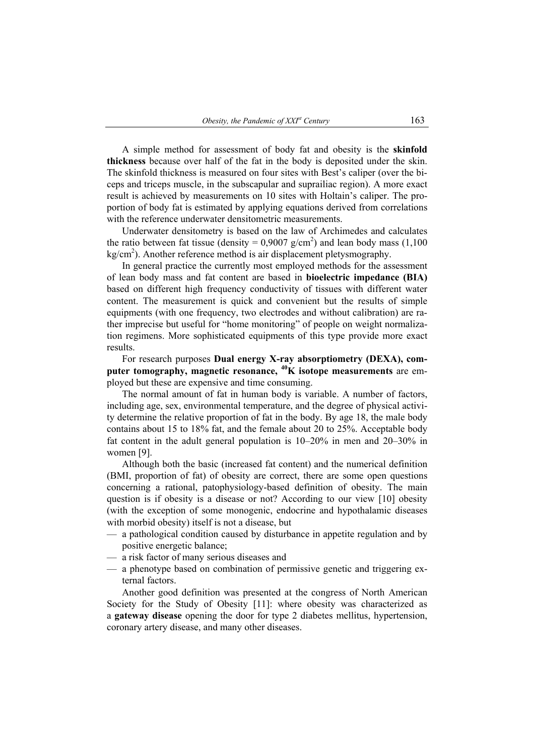A simple method for assessment of body fat and obesity is the **skinfold thickness** because over half of the fat in the body is deposited under the skin. The skinfold thickness is measured on four sites with Best's caliper (over the biceps and triceps muscle, in the subscapular and suprailiac region). A more exact result is achieved by measurements on 10 sites with Holtain's caliper. The proportion of body fat is estimated by applying equations derived from correlations with the reference underwater densitometric measurements.

Underwater densitometry is based on the law of Archimedes and calculates the ratio between fat tissue (density = 0,9007 g/cm$^2$) and lean body mass (1,100 kg/cm$^2$). Another reference method is air displacement pletysmography.

In general practice the currently most employed methods for the assessment of lean body mass and fat content are based in **bioelectric impedance (BIA)** based on different high frequency conductivity of tissues with different water content. The measurement is quick and convenient but the results of simple equipments (with one frequency, two electrodes and without calibration) are rather imprecise but useful for "home monitoring" of people on weight normalization regimens. More sophisticated equipments of this type provide more exact results.

For research purposes **Dual energy X-ray absorptiometry (DEXA), computer tomography, magnetic resonance, $^{40}$K isotope measurements** are employed but these are expensive and time consuming.

The normal amount of fat in human body is variable. A number of factors, including age, sex, environmental temperature, and the degree of physical activity determine the relative proportion of fat in the body. By age 18, the male body contains about 15 to 18% fat, and the female about 20 to 25%. Acceptable body fat content in the adult general population is 10–20% in men and 20–30% in women [9].

Although both the basic (increased fat content) and the numerical definition (BMI, proportion of fat) of obesity are correct, there are some open questions concerning a rational, patophysiology-based definition of obesity. The main question is if obesity is a disease or not? According to our view [10] obesity (with the exception of some monogenic, endocrine and hypothalamic diseases with morbid obesity) itself is not a disease, but

- a pathological condition caused by disturbance in appetite regulation and by positive energetic balance;
- a risk factor of many serious diseases and
- a phenotype based on combination of permissive genetic and triggering external factors.

Another good definition was presented at the congress of North American Society for the Study of Obesity [11]: where obesity was characterized as a **gateway disease** opening the door for type 2 diabetes mellitus, hypertension, coronary artery disease, and many other diseases.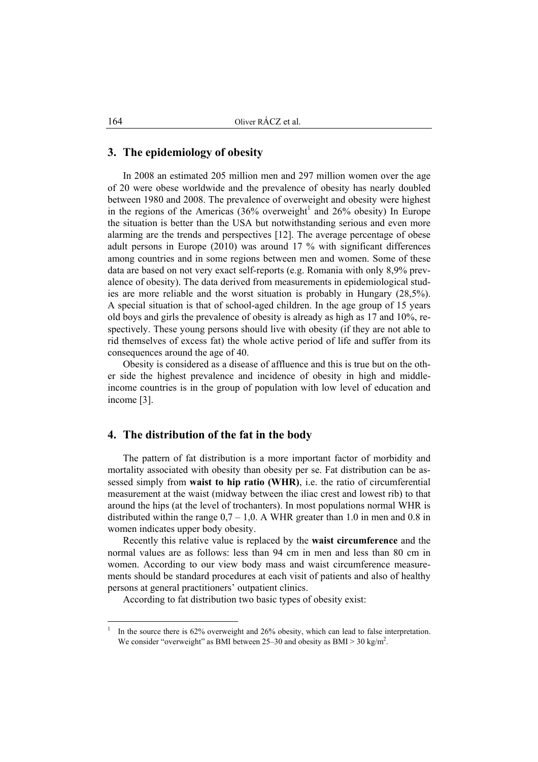## 3. The epidemiology of obesity

In 2008 an estimated 205 million men and 297 million women over the age of 20 were obese worldwide and the prevalence of obesity has nearly doubled between 1980 and 2008. The prevalence of overweight and obesity were highest in the regions of the Americas (36% overweight[1] and 26% obesity) In Europe the situation is better than the USA but notwithstanding serious and even more alarming are the trends and perspectives [12]. The average percentage of obese adult persons in Europe (2010) was around 17 % with significant differences among countries and in some regions between men and women. Some of these data are based on not very exact self-reports (e.g. Romania with only 8,9% prevalence of obesity). The data derived from measurements in epidemiological studies are more reliable and the worst situation is probably in Hungary (28,5%). A special situation is that of school-aged children. In the age group of 15 years old boys and girls the prevalence of obesity is already as high as 17 and 10%, respectively. These young persons should live with obesity (if they are not able to rid themselves of excess fat) the whole active period of life and suffer from its consequences around the age of 40.

Obesity is considered as a disease of affluence and this is true but on the other side the highest prevalence and incidence of obesity in high and middle-income countries is in the group of population with low level of education and income [3].

## 4. The distribution of the fat in the body

The pattern of fat distribution is a more important factor of morbidity and mortality associated with obesity than obesity per se. Fat distribution can be assessed simply from **waist to hip ratio (WHR)**, i.e. the ratio of circumferential measurement at the waist (midway between the iliac crest and lowest rib) to that around the hips (at the level of trochanters). In most populations normal WHR is distributed within the range 0,7 – 1,0. A WHR greater than 1.0 in men and 0.8 in women indicates upper body obesity.

Recently this relative value is replaced by the **waist circumference** and the normal values are as follows: less than 94 cm in men and less than 80 cm in women. According to our view body mass and waist circumference measurements should be standard procedures at each visit of patients and also of healthy persons at general practitioners' outpatient clinics.

According to fat distribution two basic types of obesity exist:

[1] In the source there is 62% overweight and 26% obesity, which can lead to false interpretation. We consider "overweight" as BMI between 25–30 and obesity as BMI > 30 kg/m$^2$.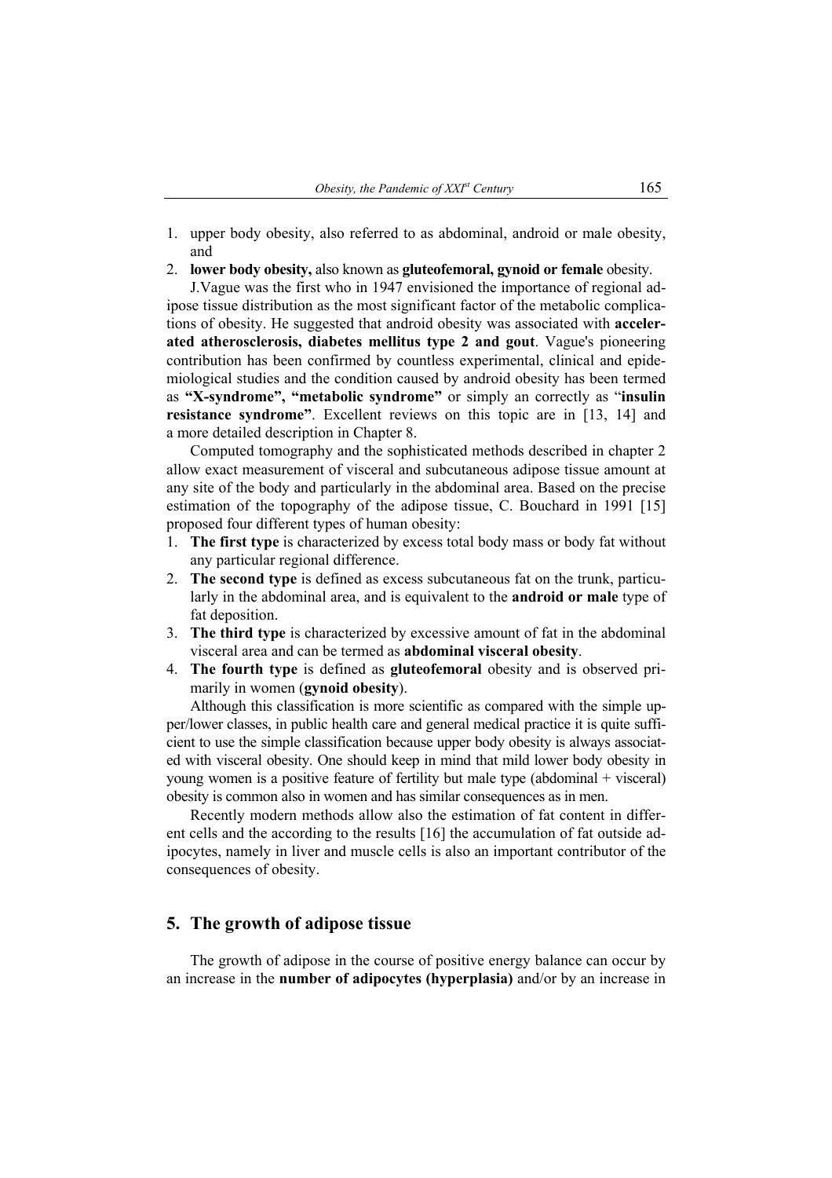1. upper body obesity, also referred to as abdominal, android or male obesity, and
2. **lower body obesity,** also known as **gluteofemoral, gynoid or female** obesity.

J.Vague was the first who in 1947 envisioned the importance of regional adipose tissue distribution as the most significant factor of the metabolic complications of obesity. He suggested that android obesity was associated with **accelerated atherosclerosis, diabetes mellitus type 2 and gout**. Vague's pioneering contribution has been confirmed by countless experimental, clinical and epidemiological studies and the condition caused by android obesity has been termed as **"X-syndrome", "metabolic syndrome"** or simply an correctly as "**insulin resistance syndrome"**. Excellent reviews on this topic are in [13, 14] and a more detailed description in Chapter 8.

Computed tomography and the sophisticated methods described in chapter 2 allow exact measurement of visceral and subcutaneous adipose tissue amount at any site of the body and particularly in the abdominal area. Based on the precise estimation of the topography of the adipose tissue, C. Bouchard in 1991 [15] proposed four different types of human obesity:

1. **The first type** is characterized by excess total body mass or body fat without any particular regional difference.
2. **The second type** is defined as excess subcutaneous fat on the trunk, particularly in the abdominal area, and is equivalent to the **android or male** type of fat deposition.
3. **The third type** is characterized by excessive amount of fat in the abdominal visceral area and can be termed as **abdominal visceral obesity**.
4. **The fourth type** is defined as **gluteofemoral** obesity and is observed primarily in women (**gynoid obesity**).

Although this classification is more scientific as compared with the simple upper/lower classes, in public health care and general medical practice it is quite sufficient to use the simple classification because upper body obesity is always associated with visceral obesity. One should keep in mind that mild lower body obesity in young women is a positive feature of fertility but male type (abdominal + visceral) obesity is common also in women and has similar consequences as in men.

Recently modern methods allow also the estimation of fat content in different cells and the according to the results [16] the accumulation of fat outside adipocytes, namely in liver and muscle cells is also an important contributor of the consequences of obesity.

## 5. The growth of adipose tissue

The growth of adipose in the course of positive energy balance can occur by an increase in the **number of adipocytes (hyperplasia)** and/or by an increase in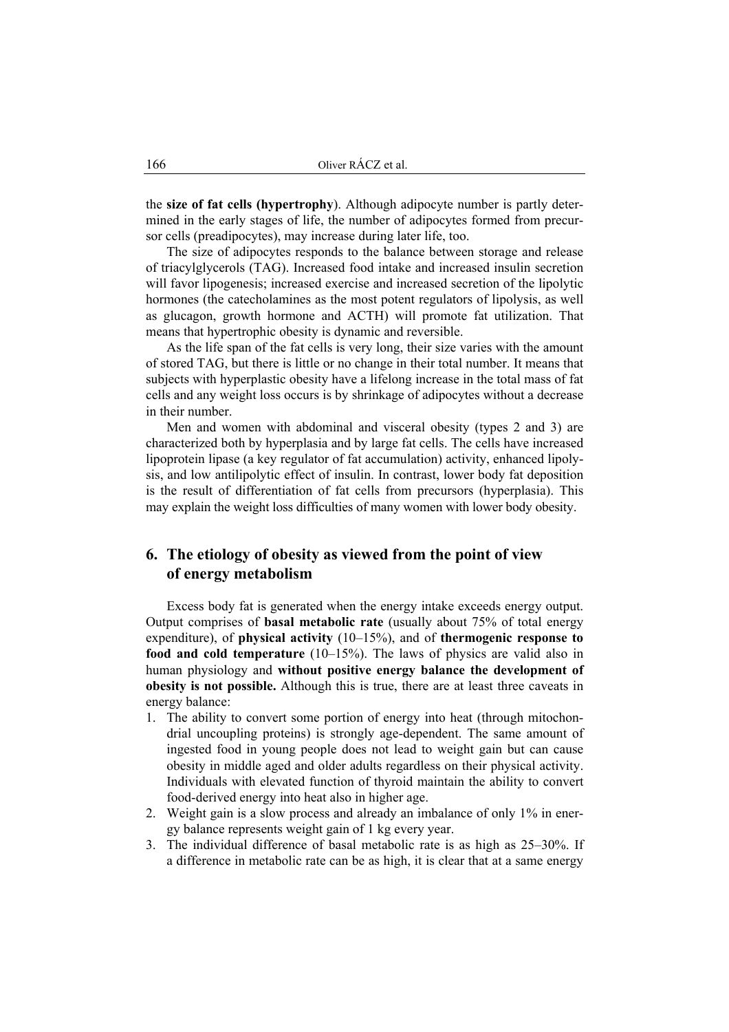the **size of fat cells (hypertrophy**). Although adipocyte number is partly determined in the early stages of life, the number of adipocytes formed from precursor cells (preadipocytes), may increase during later life, too.

The size of adipocytes responds to the balance between storage and release of triacylglycerols (TAG). Increased food intake and increased insulin secretion will favor lipogenesis; increased exercise and increased secretion of the lipolytic hormones (the catecholamines as the most potent regulators of lipolysis, as well as glucagon, growth hormone and ACTH) will promote fat utilization. That means that hypertrophic obesity is dynamic and reversible.

As the life span of the fat cells is very long, their size varies with the amount of stored TAG, but there is little or no change in their total number. It means that subjects with hyperplastic obesity have a lifelong increase in the total mass of fat cells and any weight loss occurs is by shrinkage of adipocytes without a decrease in their number.

Men and women with abdominal and visceral obesity (types 2 and 3) are characterized both by hyperplasia and by large fat cells. The cells have increased lipoprotein lipase (a key regulator of fat accumulation) activity, enhanced lipolysis, and low antilipolytic effect of insulin. In contrast, lower body fat deposition is the result of differentiation of fat cells from precursors (hyperplasia). This may explain the weight loss difficulties of many women with lower body obesity.

## 6. The etiology of obesity as viewed from the point of view of energy metabolism

Excess body fat is generated when the energy intake exceeds energy output. Output comprises of **basal metabolic rate** (usually about 75% of total energy expenditure), of **physical activity** (10–15%), and of **thermogenic response to food and cold temperature** (10–15%). The laws of physics are valid also in human physiology and **without positive energy balance the development of obesity is not possible.** Although this is true, there are at least three caveats in energy balance:

1. The ability to convert some portion of energy into heat (through mitochondrial uncoupling proteins) is strongly age-dependent. The same amount of ingested food in young people does not lead to weight gain but can cause obesity in middle aged and older adults regardless on their physical activity. Individuals with elevated function of thyroid maintain the ability to convert food-derived energy into heat also in higher age.
2. Weight gain is a slow process and already an imbalance of only 1% in energy balance represents weight gain of 1 kg every year.
3. The individual difference of basal metabolic rate is as high as 25–30%. If a difference in metabolic rate can be as high, it is clear that at a same energy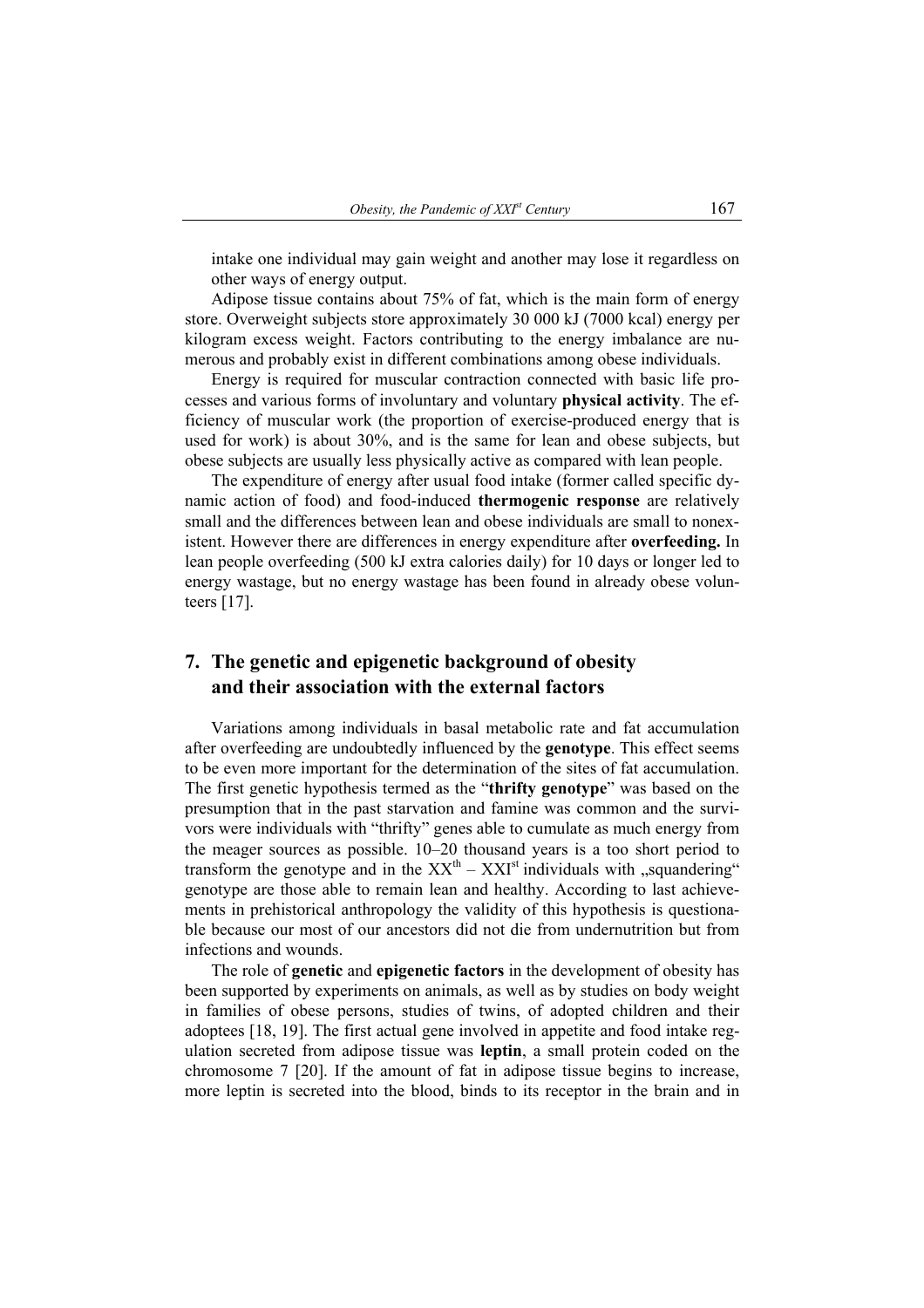intake one individual may gain weight and another may lose it regardless on other ways of energy output.

Adipose tissue contains about 75% of fat, which is the main form of energy store. Overweight subjects store approximately 30 000 kJ (7000 kcal) energy per kilogram excess weight. Factors contributing to the energy imbalance are numerous and probably exist in different combinations among obese individuals.

Energy is required for muscular contraction connected with basic life processes and various forms of involuntary and voluntary **physical activity**. The efficiency of muscular work (the proportion of exercise-produced energy that is used for work) is about 30%, and is the same for lean and obese subjects, but obese subjects are usually less physically active as compared with lean people.

The expenditure of energy after usual food intake (former called specific dynamic action of food) and food-induced **thermogenic response** are relatively small and the differences between lean and obese individuals are small to nonexistent. However there are differences in energy expenditure after **overfeeding.** In lean people overfeeding (500 kJ extra calories daily) for 10 days or longer led to energy wastage, but no energy wastage has been found in already obese volunteers [17].

## 7. The genetic and epigenetic background of obesity and their association with the external factors

Variations among individuals in basal metabolic rate and fat accumulation after overfeeding are undoubtedly influenced by the **genotype**. This effect seems to be even more important for the determination of the sites of fat accumulation. The first genetic hypothesis termed as the "**thrifty genotype**" was based on the presumption that in the past starvation and famine was common and the survivors were individuals with "thrifty" genes able to cumulate as much energy from the meager sources as possible. 10–20 thousand years is a too short period to transform the genotype and in the $XX^{th}$ – $XXI^{st}$ individuals with „squandering" genotype are those able to remain lean and healthy. According to last achievements in prehistorical anthropology the validity of this hypothesis is questionable because our most of our ancestors did not die from undernutrition but from infections and wounds.

The role of **genetic** and **epigenetic factors** in the development of obesity has been supported by experiments on animals, as well as by studies on body weight in families of obese persons, studies of twins, of adopted children and their adoptees [18, 19]. The first actual gene involved in appetite and food intake regulation secreted from adipose tissue was **leptin**, a small protein coded on the chromosome 7 [20]. If the amount of fat in adipose tissue begins to increase, more leptin is secreted into the blood, binds to its receptor in the brain and in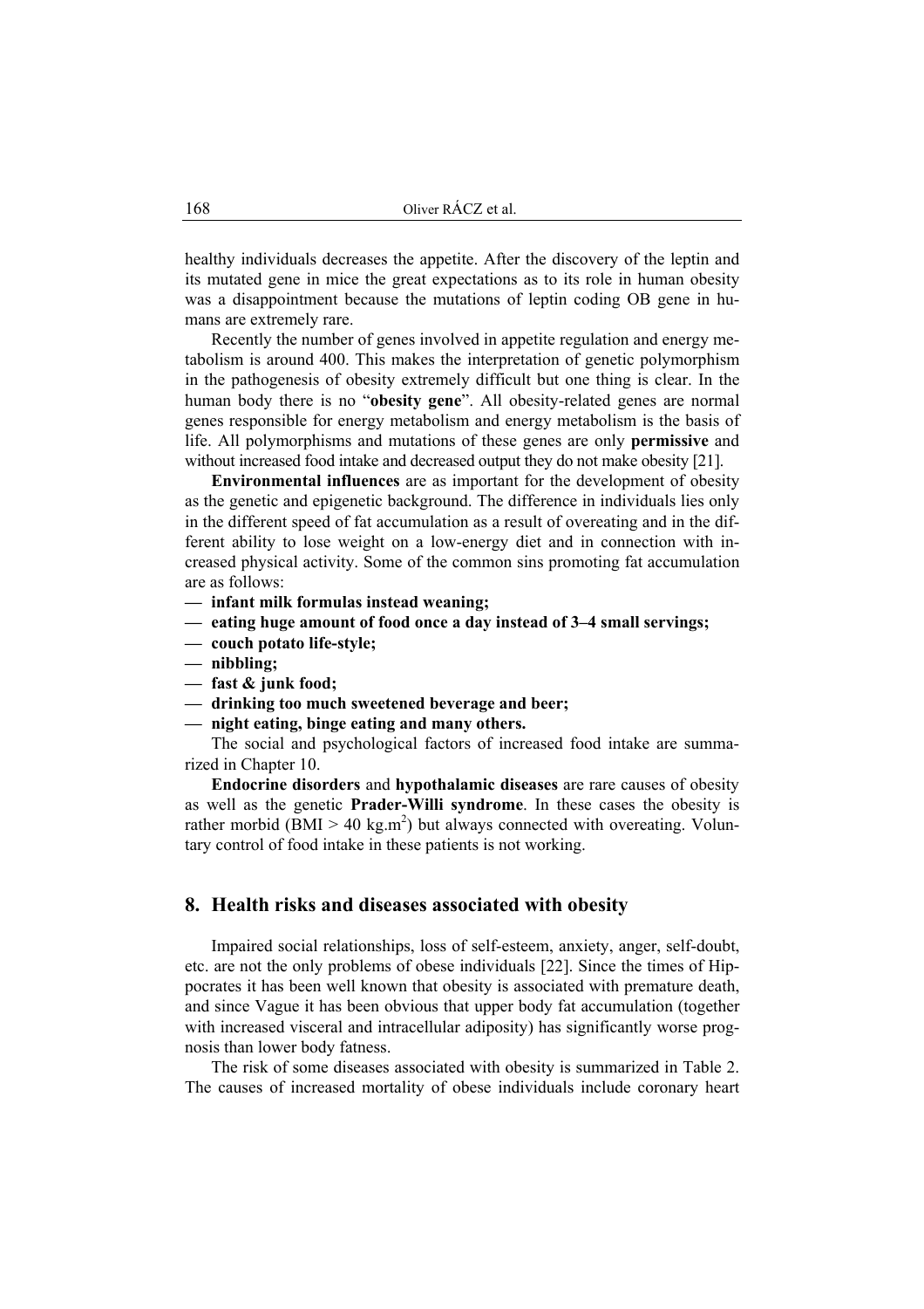healthy individuals decreases the appetite. After the discovery of the leptin and its mutated gene in mice the great expectations as to its role in human obesity was a disappointment because the mutations of leptin coding OB gene in humans are extremely rare.

Recently the number of genes involved in appetite regulation and energy metabolism is around 400. This makes the interpretation of genetic polymorphism in the pathogenesis of obesity extremely difficult but one thing is clear. In the human body there is no "**obesity gene**". All obesity-related genes are normal genes responsible for energy metabolism and energy metabolism is the basis of life. All polymorphisms and mutations of these genes are only **permissive** and without increased food intake and decreased output they do not make obesity [21].

**Environmental influences** are as important for the development of obesity as the genetic and epigenetic background. The difference in individuals lies only in the different speed of fat accumulation as a result of overeating and in the different ability to lose weight on a low-energy diet and in connection with increased physical activity. Some of the common sins promoting fat accumulation are as follows:

- **infant milk formulas instead weaning;**
- **eating huge amount of food once a day instead of 3–4 small servings;**
- **couch potato life-style;**
- **nibbling;**
- **fast & junk food;**
- **drinking too much sweetened beverage and beer;**
- **night eating, binge eating and many others.**

The social and psychological factors of increased food intake are summarized in Chapter 10.

**Endocrine disorders** and **hypothalamic diseases** are rare causes of obesity as well as the genetic **Prader-Willi syndrome**. In these cases the obesity is rather morbid (BMI > 40 kg.m$^2$) but always connected with overeating. Voluntary control of food intake in these patients is not working.

## 8. Health risks and diseases associated with obesity

Impaired social relationships, loss of self-esteem, anxiety, anger, self-doubt, etc. are not the only problems of obese individuals [22]. Since the times of Hippocrates it has been well known that obesity is associated with premature death, and since Vague it has been obvious that upper body fat accumulation (together with increased visceral and intracellular adiposity) has significantly worse prognosis than lower body fatness.

The risk of some diseases associated with obesity is summarized in Table 2. The causes of increased mortality of obese individuals include coronary heart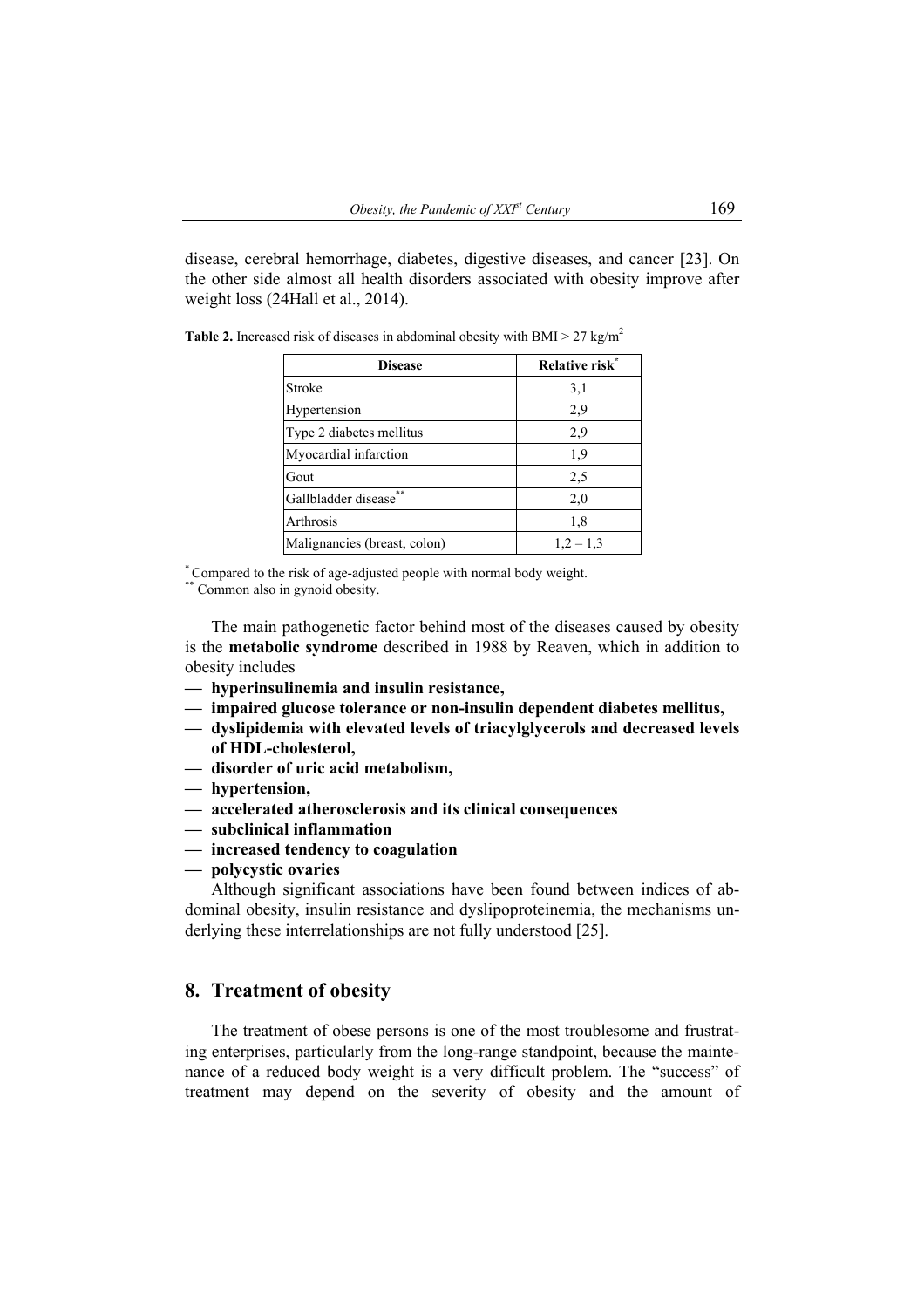disease, cerebral hemorrhage, diabetes, digestive diseases, and cancer [23]. On the other side almost all health disorders associated with obesity improve after weight loss (24Hall et al., 2014).

**Table 2.** Increased risk of diseases in abdominal obesity with BMI > 27 kg/m$^2$

| Disease | Relative risk* |
|---|---|
| Stroke | 3,1 |
| Hypertension | 2,9 |
| Type 2 diabetes mellitus | 2,9 |
| Myocardial infarction | 1,9 |
| Gout | 2,5 |
| Gallbladder disease** | 2,0 |
| Arthrosis | 1,8 |
| Malignancies (breast, colon) | 1,2 – 1,3 |

* Compared to the risk of age-adjusted people with normal body weight.
** Common also in gynoid obesity.

The main pathogenetic factor behind most of the diseases caused by obesity is the **metabolic syndrome** described in 1988 by Reaven, which in addition to obesity includes

- **hyperinsulinemia and insulin resistance,**
- **impaired glucose tolerance or non-insulin dependent diabetes mellitus,**
- **dyslipidemia with elevated levels of triacylglycerols and decreased levels of HDL-cholesterol,**
- **disorder of uric acid metabolism,**
- **hypertension,**
- **accelerated atherosclerosis and its clinical consequences**
- **subclinical inflammation**
- **increased tendency to coagulation**
- **polycystic ovaries**

Although significant associations have been found between indices of abdominal obesity, insulin resistance and dyslipoproteinemia, the mechanisms underlying these interrelationships are not fully understood [25].

## 8. Treatment of obesity

The treatment of obese persons is one of the most troublesome and frustrating enterprises, particularly from the long-range standpoint, because the maintenance of a reduced body weight is a very difficult problem. The "success" of treatment may depend on the severity of obesity and the amount of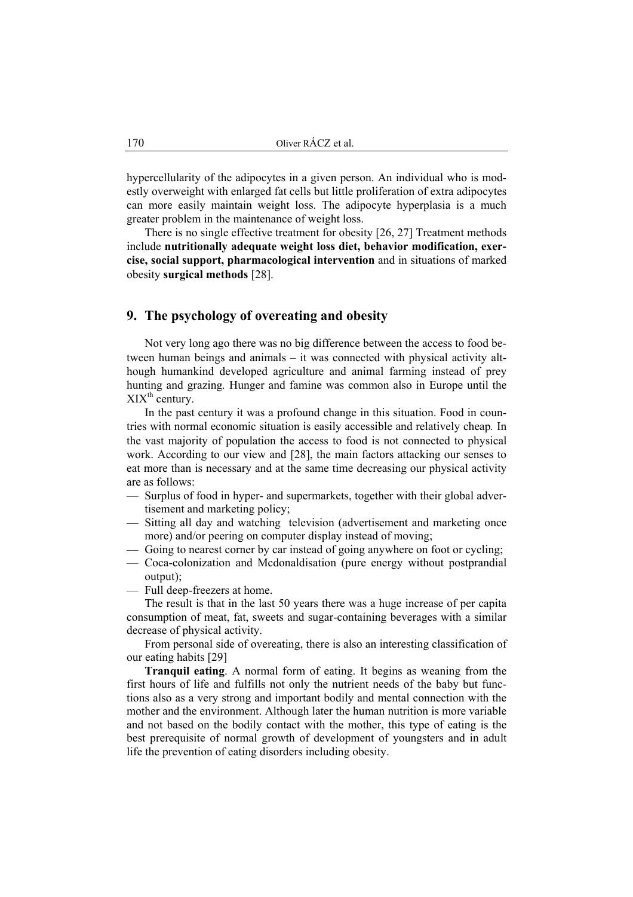hypercellularity of the adipocytes in a given person. An individual who is modestly overweight with enlarged fat cells but little proliferation of extra adipocytes can more easily maintain weight loss. The adipocyte hyperplasia is a much greater problem in the maintenance of weight loss.

There is no single effective treatment for obesity [26, 27] Treatment methods include **nutritionally adequate weight loss diet, behavior modification, exercise, social support, pharmacological intervention** and in situations of marked obesity **surgical methods** [28].

## 9. The psychology of overeating and obesity

Not very long ago there was no big difference between the access to food between human beings and animals – it was connected with physical activity although humankind developed agriculture and animal farming instead of prey hunting and grazing. Hunger and famine was common also in Europe until the XIX$^{th}$ century.

In the past century it was a profound change in this situation. Food in countries with normal economic situation is easily accessible and relatively cheap. In the vast majority of population the access to food is not connected to physical work. According to our view and [28], the main factors attacking our senses to eat more than is necessary and at the same time decreasing our physical activity are as follows:

- Surplus of food in hyper- and supermarkets, together with their global advertisement and marketing policy;
- Sitting all day and watching television (advertisement and marketing once more) and/or peering on computer display instead of moving;
- Going to nearest corner by car instead of going anywhere on foot or cycling;
- Coca-colonization and Mcdonaldisation (pure energy without postprandial output);
- Full deep-freezers at home.

The result is that in the last 50 years there was a huge increase of per capita consumption of meat, fat, sweets and sugar-containing beverages with a similar decrease of physical activity.

From personal side of overeating, there is also an interesting classification of our eating habits [29]

**Tranquil eating**. A normal form of eating. It begins as weaning from the first hours of life and fulfills not only the nutrient needs of the baby but functions also as a very strong and important bodily and mental connection with the mother and the environment. Although later the human nutrition is more variable and not based on the bodily contact with the mother, this type of eating is the best prerequisite of normal growth of development of youngsters and in adult life the prevention of eating disorders including obesity.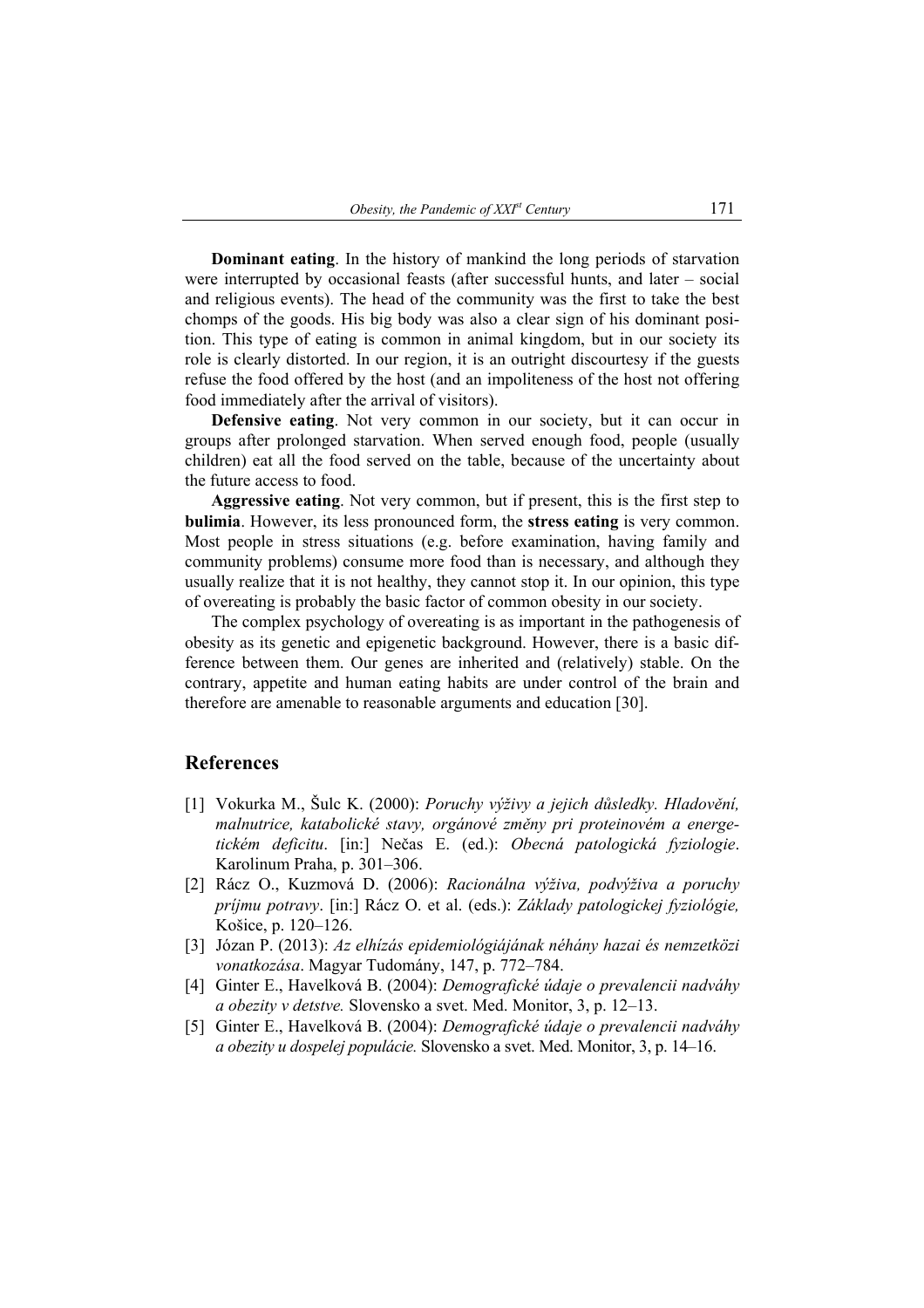**Dominant eating**. In the history of mankind the long periods of starvation were interrupted by occasional feasts (after successful hunts, and later – social and religious events). The head of the community was the first to take the best chomps of the goods. His big body was also a clear sign of his dominant position. This type of eating is common in animal kingdom, but in our society its role is clearly distorted. In our region, it is an outright discourtesy if the guests refuse the food offered by the host (and an impoliteness of the host not offering food immediately after the arrival of visitors).

**Defensive eating**. Not very common in our society, but it can occur in groups after prolonged starvation. When served enough food, people (usually children) eat all the food served on the table, because of the uncertainty about the future access to food.

**Aggressive eating**. Not very common, but if present, this is the first step to **bulimia**. However, its less pronounced form, the **stress eating** is very common. Most people in stress situations (e.g. before examination, having family and community problems) consume more food than is necessary, and although they usually realize that it is not healthy, they cannot stop it. In our opinion, this type of overeating is probably the basic factor of common obesity in our society.

The complex psychology of overeating is as important in the pathogenesis of obesity as its genetic and epigenetic background. However, there is a basic difference between them. Our genes are inherited and (relatively) stable. On the contrary, appetite and human eating habits are under control of the brain and therefore are amenable to reasonable arguments and education [30].

## References

[1] Vokurka M., Šulc K. (2000): *Poruchy výživy a jejich důsledky. Hladovění, malnutrice, katabolické stavy, orgánové změny pri proteinovém a energetickém deficitu*. [in:] Nečas E. (ed.): *Obecná patologická fyziologie*. Karolinum Praha, p. 301–306.

[2] Rácz O., Kuzmová D. (2006): *Racionálna výživa, podvýživa a poruchy príjmu potravy*. [in:] Rácz O. et al. (eds.): *Základy patologickej fyziológie,* Košice, p. 120–126.

[3] Józan P. (2013): *Az elhízás epidemiológiájának néhány hazai és nemzetközi vonatkozása*. Magyar Tudomány, 147, p. 772–784.

[4] Ginter E., Havelková B. (2004): *Demografické údaje o prevalencii nadváhy a obezity v detstve.* Slovensko a svet. Med. Monitor, 3, p. 12–13.

[5] Ginter E., Havelková B. (2004): *Demografické údaje o prevalencii nadváhy a obezity u dospelej populácie.* Slovensko a svet. Med. Monitor, 3, p. 14–16.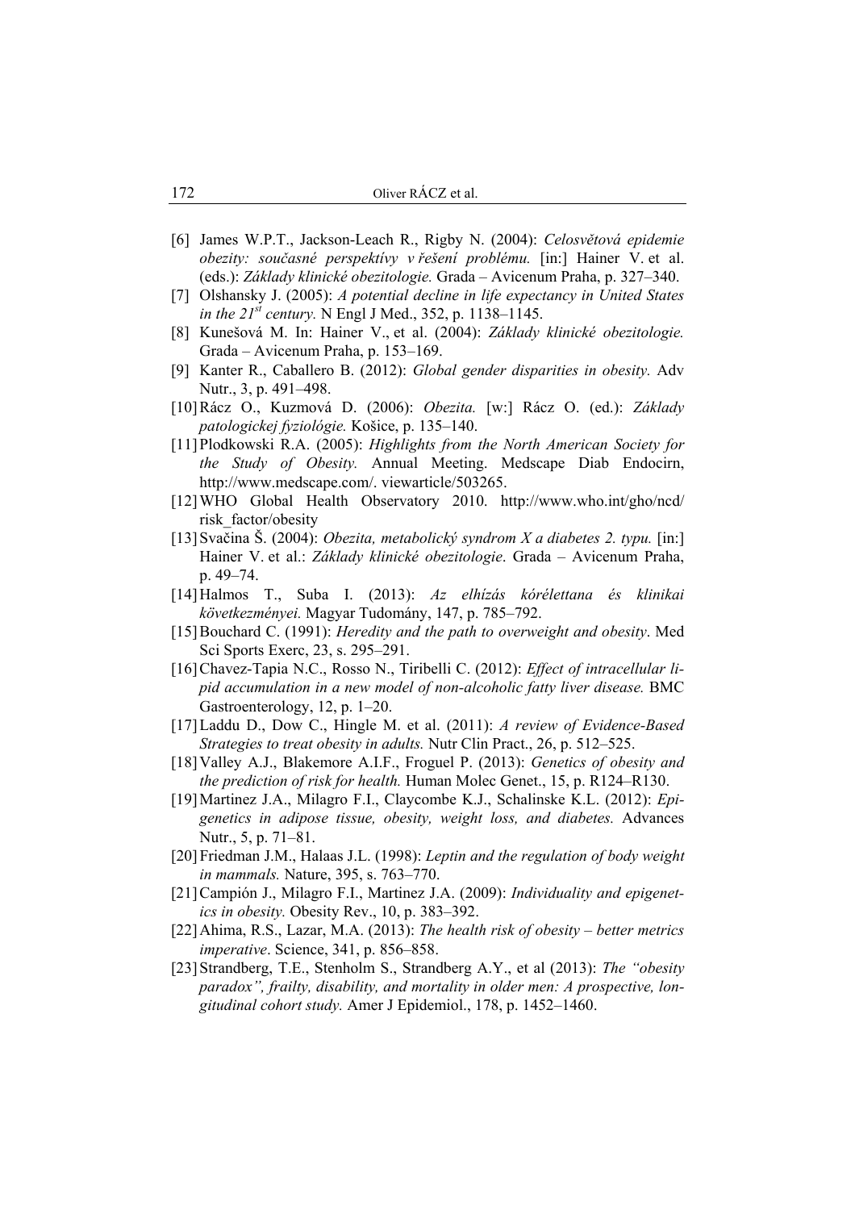[6] James W.P.T., Jackson-Leach R., Rigby N. (2004): *Celosvětová epidemie obezity: současné perspektívy v řešení problému.* [in:] Hainer V. et al. (eds.): *Základy klinické obezitologie.* Grada – Avicenum Praha, p. 327–340.

[7] Olshansky J. (2005): *A potential decline in life expectancy in United States in the 21st century.* N Engl J Med., 352, p. 1138–1145.

[8] Kunešová M. In: Hainer V., et al. (2004): *Základy klinické obezitologie.* Grada – Avicenum Praha, p. 153–169.

[9] Kanter R., Caballero B. (2012): *Global gender disparities in obesity.* Adv Nutr., 3, p. 491–498.

[10] Rácz O., Kuzmová D. (2006): *Obezita.* [w:] Rácz O. (ed.): *Základy patologickej fyziológie.* Košice, p. 135–140.

[11] Plodkowski R.A. (2005): *Highlights from the North American Society for the Study of Obesity.* Annual Meeting. Medscape Diab Endocirn, http://www.medscape.com/. viewarticle/503265.

[12] WHO Global Health Observatory 2010. http://www.who.int/gho/ncd/risk_factor/obesity

[13] Svačina Š. (2004): *Obezita, metabolický syndrom X a diabetes 2. typu.* [in:] Hainer V. et al.: *Základy klinické obezitologie*. Grada – Avicenum Praha, p. 49–74.

[14] Halmos T., Suba I. (2013): *Az elhízás kórélettana és klinikai következményei.* Magyar Tudomány, 147, p. 785–792.

[15] Bouchard C. (1991): *Heredity and the path to overweight and obesity*. Med Sci Sports Exerc, 23, s. 295–291.

[16] Chavez-Tapia N.C., Rosso N., Tiribelli C. (2012): *Effect of intracellular lipid accumulation in a new model of non-alcoholic fatty liver disease.* BMC Gastroenterology, 12, p. 1–20.

[17] Laddu D., Dow C., Hingle M. et al. (2011): *A review of Evidence-Based Strategies to treat obesity in adults.* Nutr Clin Pract., 26, p. 512–525.

[18] Valley A.J., Blakemore A.I.F., Froguel P. (2013): *Genetics of obesity and the prediction of risk for health.* Human Molec Genet., 15, p. R124–R130.

[19] Martinez J.A., Milagro F.I., Claycombe K.J., Schalinske K.L. (2012): *Epigenetics in adipose tissue, obesity, weight loss, and diabetes.* Advances Nutr., 5, p. 71–81.

[20] Friedman J.M., Halaas J.L. (1998): *Leptin and the regulation of body weight in mammals.* Nature, 395, s. 763–770.

[21] Campión J., Milagro F.I., Martinez J.A. (2009): *Individuality and epigenetics in obesity.* Obesity Rev., 10, p. 383–392.

[22] Ahima, R.S., Lazar, M.A. (2013): *The health risk of obesity – better metrics imperative*. Science, 341, p. 856–858.

[23] Strandberg, T.E., Stenholm S., Strandberg A.Y., et al (2013): *The "obesity paradox", frailty, disability, and mortality in older men: A prospective, longitudinal cohort study.* Amer J Epidemiol., 178, p. 1452–1460.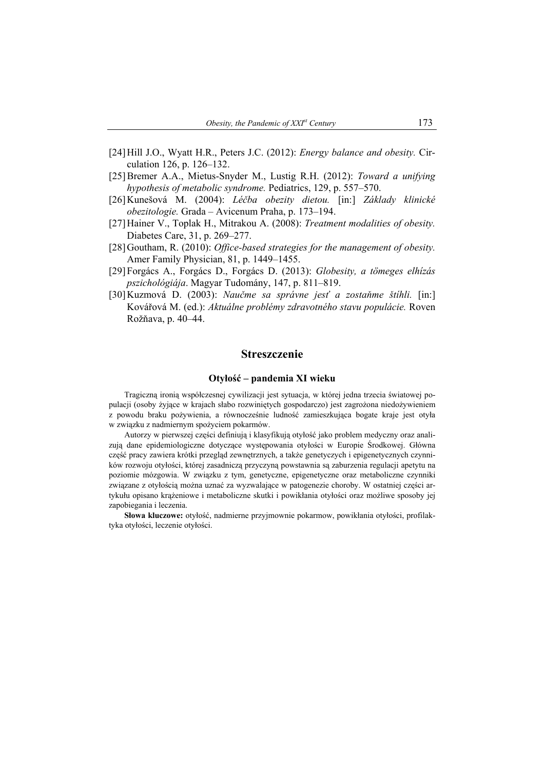[24] Hill J.O., Wyatt H.R., Peters J.C. (2012): *Energy balance and obesity.* Circulation 126, p. 126–132.

[25] Bremer A.A., Mietus-Snyder M., Lustig R.H. (2012): *Toward a unifying hypothesis of metabolic syndrome.* Pediatrics, 129, p. 557–570.

[26] Kunešová M. (2004): *Léčba obezity dietou.* [in:] *Základy klinické obezitologie.* Grada – Avicenum Praha, p. 173–194.

[27] Hainer V., Toplak H., Mitrakou A. (2008): *Treatment modalities of obesity.* Diabetes Care, 31, p. 269–277.

[28] Goutham, R. (2010): *Office-based strategies for the management of obesity.* Amer Family Physician, 81, p. 1449–1455.

[29] Forgács A., Forgács D., Forgács D. (2013): *Globesity, a tömeges elhízás pszichológiája*. Magyar Tudomány, 147, p. 811–819.

[30] Kuzmová D. (2003): *Naučme sa správne jesť a zostaňme štíhli.* [in:] Kovářová M. (ed.): *Aktuálne problémy zdravotného stavu populácie.* Roven Rožňava, p. 40–44.

## Streszczenie

### Otyłość – pandemia XI wieku

Tragiczną ironią współczesnej cywilizacji jest sytuacja, w której jedna trzecia światowej populacji (osoby żyjące w krajach słabo rozwiniętych gospodarczo) jest zagrożona niedożywieniem z powodu braku pożywienia, a równocześnie ludność zamieszkująca bogate kraje jest otyła w związku z nadmiernym spożyciem pokarmów.

Autorzy w pierwszej części definiują i klasyfikują otyłość jako problem medyczny oraz analizują dane epidemiologiczne dotyczące występowania otyłości w Europie Środkowej. Główna część pracy zawiera krótki przegląd zewnętrznych, a także genetycych i epigenetycznych czynników rozwoju otyłości, której zasadniczą przyczyną powstawnia są zaburzenia regulacji apetytu na poziomie mózgowia. W związku z tym, genetyczne, epigenetyczne oraz metaboliczne czynniki związane z otyłością można uznać za wyzwalające w patogenezie choroby. W ostatniej części artykułu opisano krążeniowe i metaboliczne skutki i powikłania otyłości oraz możliwe sposoby jej zapobiegania i leczenia.

**Słowa kluczowe:** otyłość, nadmierne przyjmownie pokarmow, powikłania otyłości, profilaktyka otyłości, leczenie otyłości.